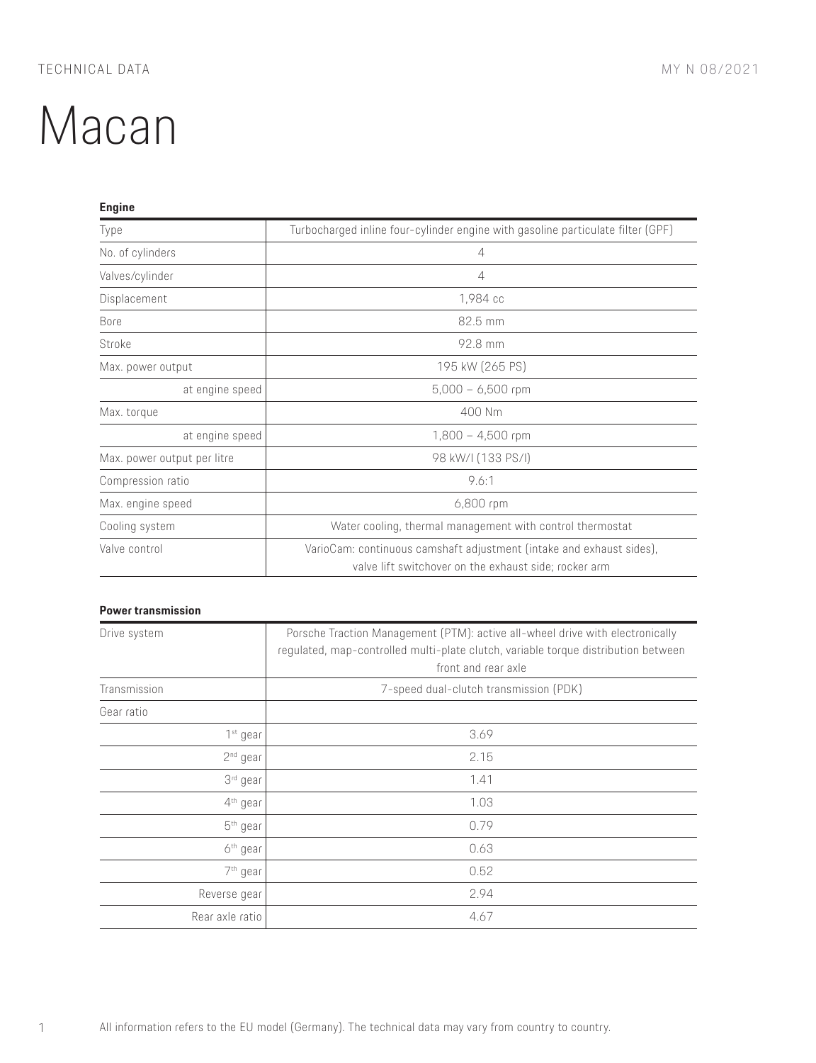TECHNICAL DATA

MY N 08/2021

# Macan

**Engine**

| | |
|---|---|
| Type | Turbocharged inline four-cylinder engine with gasoline particulate filter (GPF) |
| No. of cylinders | 4 |
| Valves/cylinder | 4 |
| Displacement | 1,984 cc |
| Bore | 82.5 mm |
| Stroke | 92.8 mm |
| Max. power output | 195 kW (265 PS) |
| at engine speed | 5,000 – 6,500 rpm |
| Max. torque | 400 Nm |
| at engine speed | 1,800 – 4,500 rpm |
| Max. power output per litre | 98 kW/l (133 PS/l) |
| Compression ratio | 9.6:1 |
| Max. engine speed | 6,800 rpm |
| Cooling system | Water cooling, thermal management with control thermostat |
| Valve control | VarioCam: continuous camshaft adjustment (intake and exhaust sides), valve lift switchover on the exhaust side; rocker arm |

**Power transmission**

| | |
|---|---|
| Drive system | Porsche Traction Management (PTM): active all-wheel drive with electronically regulated, map-controlled multi-plate clutch, variable torque distribution between front and rear axle |
| Transmission | 7-speed dual-clutch transmission (PDK) |
| Gear ratio | |
| 1st gear | 3.69 |
| 2nd gear | 2.15 |
| 3rd gear | 1.41 |
| 4th gear | 1.03 |
| 5th gear | 0.79 |
| 6th gear | 0.63 |
| 7th gear | 0.52 |
| Reverse gear | 2.94 |
| Rear axle ratio | 4.67 |

All information refers to the EU model (Germany). The technical data may vary from country to country.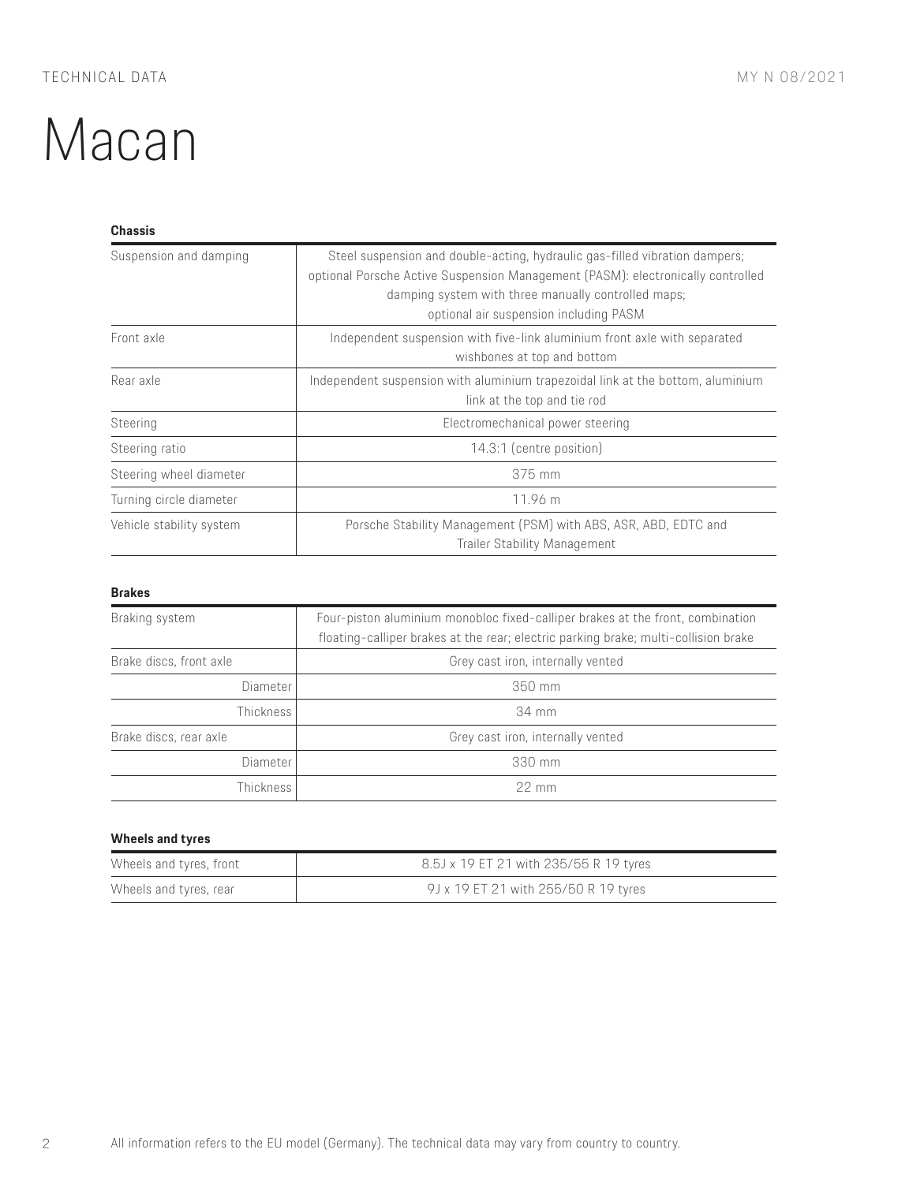# Macan

**Chassis**

| | |
|---|---|
| Suspension and damping | Steel suspension and double-acting, hydraulic gas-filled vibration dampers; optional Porsche Active Suspension Management (PASM): electronically controlled damping system with three manually controlled maps; optional air suspension including PASM |
| Front axle | Independent suspension with five-link aluminium front axle with separated wishbones at top and bottom |
| Rear axle | Independent suspension with aluminium trapezoidal link at the bottom, aluminium link at the top and tie rod |
| Steering | Electromechanical power steering |
| Steering ratio | 14.3:1 (centre position) |
| Steering wheel diameter | 375 mm |
| Turning circle diameter | 11.96 m |
| Vehicle stability system | Porsche Stability Management (PSM) with ABS, ASR, ABD, EDTC and Trailer Stability Management |

**Brakes**

| | |
|---|---|
| Braking system | Four-piston aluminium monobloc fixed-calliper brakes at the front, combination floating-calliper brakes at the rear; electric parking brake; multi-collision brake |
| Brake discs, front axle | Grey cast iron, internally vented |
| Diameter | 350 mm |
| Thickness | 34 mm |
| Brake discs, rear axle | Grey cast iron, internally vented |
| Diameter | 330 mm |
| Thickness | 22 mm |

**Wheels and tyres**

| | |
|---|---|
| Wheels and tyres, front | 8.5J x 19 ET 21 with 235/55 R 19 tyres |
| Wheels and tyres, rear | 9J x 19 ET 21 with 255/50 R 19 tyres |

All information refers to the EU model (Germany). The technical data may vary from country to country.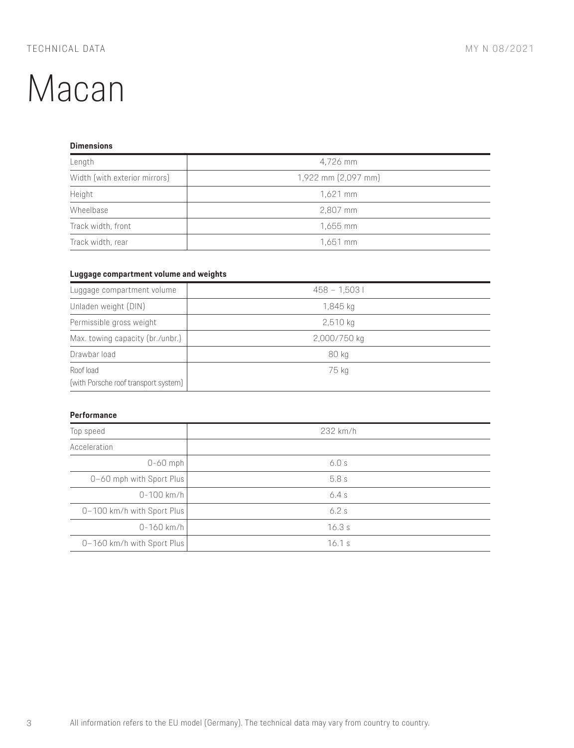# Macan

### Dimensions

| | |
|---|---|
| Length | 4,726 mm |
| Width (with exterior mirrors) | 1,922 mm (2,097 mm) |
| Height | 1,621 mm |
| Wheelbase | 2,807 mm |
| Track width, front | 1,655 mm |
| Track width, rear | 1,651 mm |

### Luggage compartment volume and weights

| | |
|---|---|
| Luggage compartment volume | 458 – 1,503 l |
| Unladen weight (DIN) | 1,845 kg |
| Permissible gross weight | 2,510 kg |
| Max. towing capacity (br./unbr.) | 2,000/750 kg |
| Drawbar load | 80 kg |
| Roof load (with Porsche roof transport system) | 75 kg |

### Performance

| | |
|---|---|
| Top speed | 232 km/h |
| Acceleration | |
| 0-60 mph | 6.0 s |
| 0–60 mph with Sport Plus | 5.8 s |
| 0-100 km/h | 6.4 s |
| 0–100 km/h with Sport Plus | 6.2 s |
| 0-160 km/h | 16.3 s |
| 0–160 km/h with Sport Plus | 16.1 s |

All information refers to the EU model (Germany). The technical data may vary from country to country.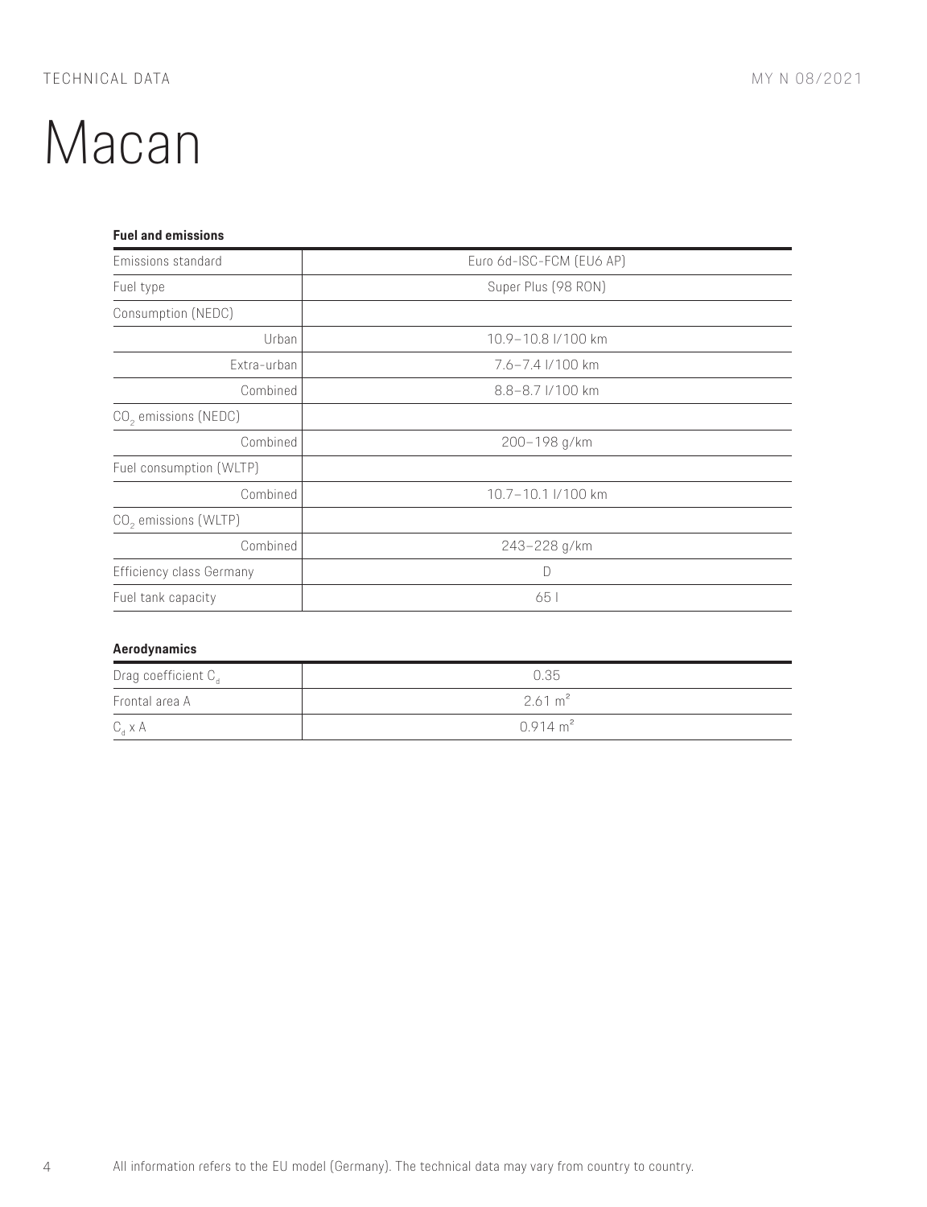# Macan

**Fuel and emissions**

| | |
|---|---|
| Emissions standard | Euro 6d-ISC-FCM (EU6 AP) |
| Fuel type | Super Plus (98 RON) |
| Consumption (NEDC) | |
| Urban | 10.9–10.8 l/100 km |
| Extra-urban | 7.6–7.4 l/100 km |
| Combined | 8.8–8.7 l/100 km |
| $CO_2$ emissions (NEDC) | |
| Combined | 200–198 g/km |
| Fuel consumption (WLTP) | |
| Combined | 10.7–10.1 l/100 km |
| $CO_2$ emissions (WLTP) | |
| Combined | 243–228 g/km |
| Efficiency class Germany | D |
| Fuel tank capacity | 65 l |

**Aerodynamics**

| | |
|---|---|
| Drag coefficient $C_d$ | 0.35 |
| Frontal area A | 2.61 $m^2$ |
| $C_d$ x A | 0.914 $m^2$ |

All information refers to the EU model (Germany). The technical data may vary from country to country.